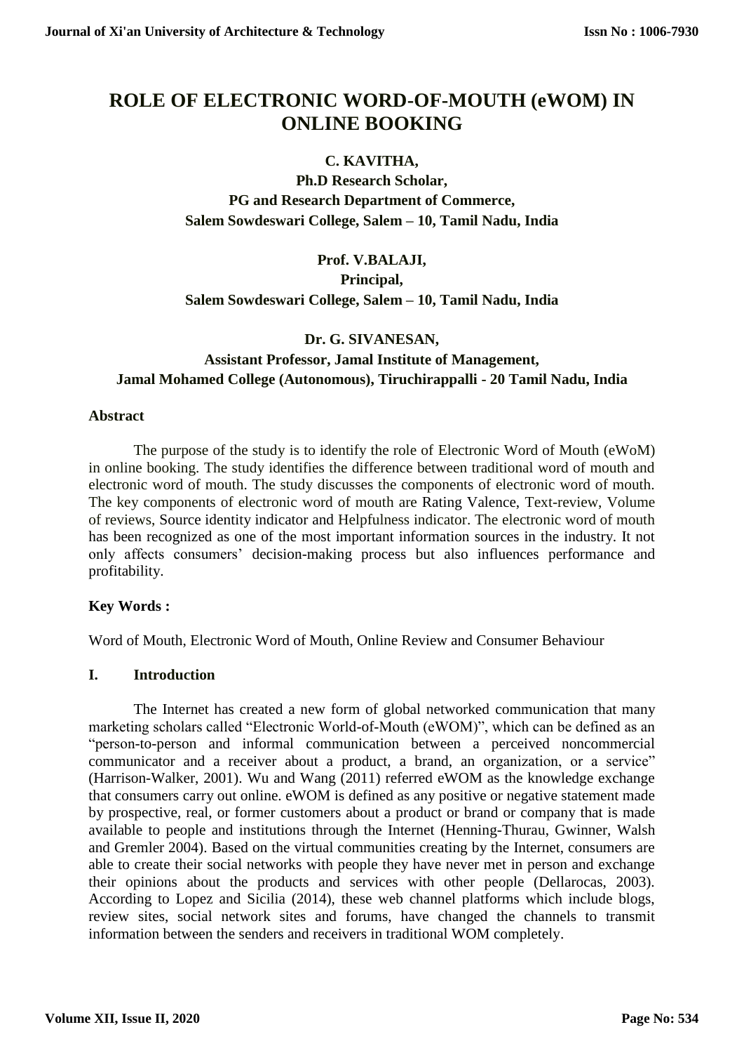# ROLE OF ELECTRONIC WORD-OF-MOUTH (eWOM) IN ONLINE BOOKING

**C. KAVITHA,**
**Ph.D Research Scholar,**
**PG and Research Department of Commerce,**
**Salem Sowdeswari College, Salem – 10, Tamil Nadu, India**

**Prof. V.BALAJI,**
**Principal,**
**Salem Sowdeswari College, Salem – 10, Tamil Nadu, India**

**Dr. G. SIVANESAN,**
**Assistant Professor, Jamal Institute of Management,**
**Jamal Mohamed College (Autonomous), Tiruchirappalli - 20 Tamil Nadu, India**

## Abstract

The purpose of the study is to identify the role of Electronic Word of Mouth (eWoM) in online booking. The study identifies the difference between traditional word of mouth and electronic word of mouth. The study discusses the components of electronic word of mouth. The key components of electronic word of mouth are Rating Valence, Text-review, Volume of reviews, Source identity indicator and Helpfulness indicator. The electronic word of mouth has been recognized as one of the most important information sources in the industry. It not only affects consumers' decision-making process but also influences performance and profitability.

**Key Words :**

Word of Mouth, Electronic Word of Mouth, Online Review and Consumer Behaviour

## I. Introduction

The Internet has created a new form of global networked communication that many marketing scholars called "Electronic World-of-Mouth (eWOM)", which can be defined as an "person-to-person and informal communication between a perceived noncommercial communicator and a receiver about a product, a brand, an organization, or a service" (Harrison-Walker, 2001). Wu and Wang (2011) referred eWOM as the knowledge exchange that consumers carry out online. eWOM is defined as any positive or negative statement made by prospective, real, or former customers about a product or brand or company that is made available to people and institutions through the Internet (Henning-Thurau, Gwinner, Walsh and Gremler 2004). Based on the virtual communities creating by the Internet, consumers are able to create their social networks with people they have never met in person and exchange their opinions about the products and services with other people (Dellarocas, 2003). According to Lopez and Sicilia (2014), these web channel platforms which include blogs, review sites, social network sites and forums, have changed the channels to transmit information between the senders and receivers in traditional WOM completely.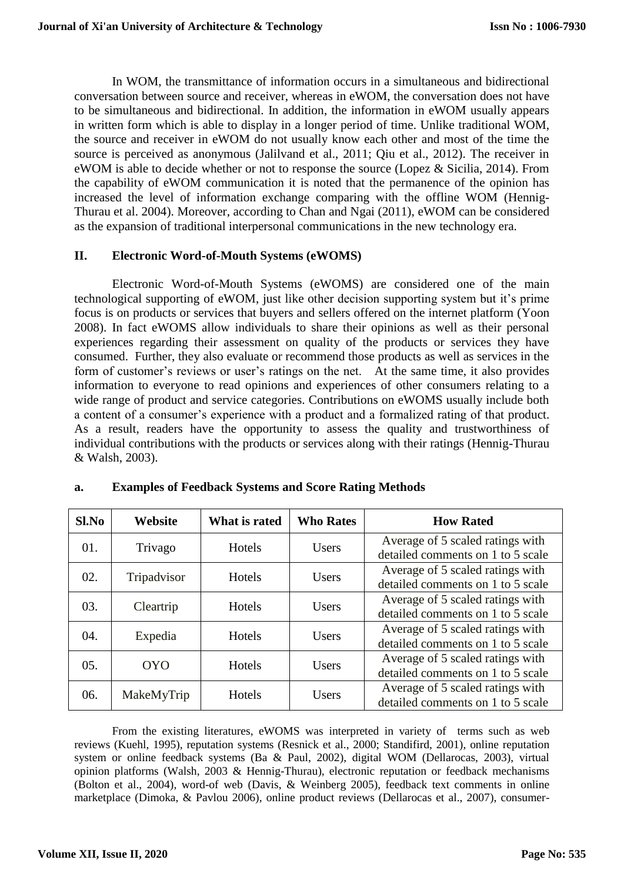In WOM, the transmittance of information occurs in a simultaneous and bidirectional conversation between source and receiver, whereas in eWOM, the conversation does not have to be simultaneous and bidirectional. In addition, the information in eWOM usually appears in written form which is able to display in a longer period of time. Unlike traditional WOM, the source and receiver in eWOM do not usually know each other and most of the time the source is perceived as anonymous (Jalilvand et al., 2011; Qiu et al., 2012). The receiver in eWOM is able to decide whether or not to response the source (Lopez & Sicilia, 2014). From the capability of eWOM communication it is noted that the permanence of the opinion has increased the level of information exchange comparing with the offline WOM (Hennig-Thurau et al. 2004). Moreover, according to Chan and Ngai (2011), eWOM can be considered as the expansion of traditional interpersonal communications in the new technology era.

## II. Electronic Word-of-Mouth Systems (eWOMS)

Electronic Word-of-Mouth Systems (eWOMS) are considered one of the main technological supporting of eWOM, just like other decision supporting system but it's prime focus is on products or services that buyers and sellers offered on the internet platform (Yoon 2008). In fact eWOMS allow individuals to share their opinions as well as their personal experiences regarding their assessment on quality of the products or services they have consumed. Further, they also evaluate or recommend those products as well as services in the form of customer's reviews or user's ratings on the net. At the same time, it also provides information to everyone to read opinions and experiences of other consumers relating to a wide range of product and service categories. Contributions on eWOMS usually include both a content of a consumer's experience with a product and a formalized rating of that product. As a result, readers have the opportunity to assess the quality and trustworthiness of individual contributions with the products or services along with their ratings (Hennig-Thurau & Walsh, 2003).

### a. Examples of Feedback Systems and Score Rating Methods

| Sl.No | Website | What is rated | Who Rates | How Rated |
|---|---|---|---|---|
| 01. | Trivago | Hotels | Users | Average of 5 scaled ratings with detailed comments on 1 to 5 scale |
| 02. | Tripadvisor | Hotels | Users | Average of 5 scaled ratings with detailed comments on 1 to 5 scale |
| 03. | Cleartrip | Hotels | Users | Average of 5 scaled ratings with detailed comments on 1 to 5 scale |
| 04. | Expedia | Hotels | Users | Average of 5 scaled ratings with detailed comments on 1 to 5 scale |
| 05. | OYO | Hotels | Users | Average of 5 scaled ratings with detailed comments on 1 to 5 scale |
| 06. | MakeMyTrip | Hotels | Users | Average of 5 scaled ratings with detailed comments on 1 to 5 scale |

From the existing literatures, eWOMS was interpreted in variety of terms such as web reviews (Kuehl, 1995), reputation systems (Resnick et al., 2000; Standifird, 2001), online reputation system or online feedback systems (Ba & Paul, 2002), digital WOM (Dellarocas, 2003), virtual opinion platforms (Walsh, 2003 & Hennig-Thurau), electronic reputation or feedback mechanisms (Bolton et al., 2004), word-of web (Davis, & Weinberg 2005), feedback text comments in online marketplace (Dimoka, & Pavlou 2006), online product reviews (Dellarocas et al., 2007), consumer-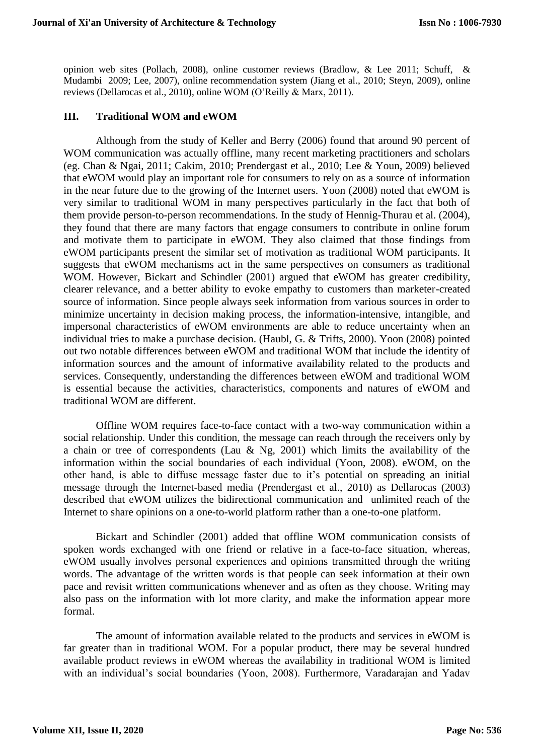opinion web sites (Pollach, 2008), online customer reviews (Bradlow, & Lee 2011; Schuff, & Mudambi 2009; Lee, 2007), online recommendation system (Jiang et al., 2010; Steyn, 2009), online reviews (Dellarocas et al., 2010), online WOM (O'Reilly & Marx, 2011).

## III. Traditional WOM and eWOM

Although from the study of Keller and Berry (2006) found that around 90 percent of WOM communication was actually offline, many recent marketing practitioners and scholars (eg. Chan & Ngai, 2011; Cakim, 2010; Prendergast et al., 2010; Lee & Youn, 2009) believed that eWOM would play an important role for consumers to rely on as a source of information in the near future due to the growing of the Internet users. Yoon (2008) noted that eWOM is very similar to traditional WOM in many perspectives particularly in the fact that both of them provide person-to-person recommendations. In the study of Hennig-Thurau et al. (2004), they found that there are many factors that engage consumers to contribute in online forum and motivate them to participate in eWOM. They also claimed that those findings from eWOM participants present the similar set of motivation as traditional WOM participants. It suggests that eWOM mechanisms act in the same perspectives on consumers as traditional WOM. However, Bickart and Schindler (2001) argued that eWOM has greater credibility, clearer relevance, and a better ability to evoke empathy to customers than marketer-created source of information. Since people always seek information from various sources in order to minimize uncertainty in decision making process, the information-intensive, intangible, and impersonal characteristics of eWOM environments are able to reduce uncertainty when an individual tries to make a purchase decision. (Haubl, G. & Trifts, 2000). Yoon (2008) pointed out two notable differences between eWOM and traditional WOM that include the identity of information sources and the amount of informative availability related to the products and services. Consequently, understanding the differences between eWOM and traditional WOM is essential because the activities, characteristics, components and natures of eWOM and traditional WOM are different.

Offline WOM requires face-to-face contact with a two-way communication within a social relationship. Under this condition, the message can reach through the receivers only by a chain or tree of correspondents (Lau & Ng, 2001) which limits the availability of the information within the social boundaries of each individual (Yoon, 2008). eWOM, on the other hand, is able to diffuse message faster due to it's potential on spreading an initial message through the Internet-based media (Prendergast et al., 2010) as Dellarocas (2003) described that eWOM utilizes the bidirectional communication and unlimited reach of the Internet to share opinions on a one-to-world platform rather than a one-to-one platform.

Bickart and Schindler (2001) added that offline WOM communication consists of spoken words exchanged with one friend or relative in a face-to-face situation, whereas, eWOM usually involves personal experiences and opinions transmitted through the writing words. The advantage of the written words is that people can seek information at their own pace and revisit written communications whenever and as often as they choose. Writing may also pass on the information with lot more clarity, and make the information appear more formal.

The amount of information available related to the products and services in eWOM is far greater than in traditional WOM. For a popular product, there may be several hundred available product reviews in eWOM whereas the availability in traditional WOM is limited with an individual's social boundaries (Yoon, 2008). Furthermore, Varadarajan and Yadav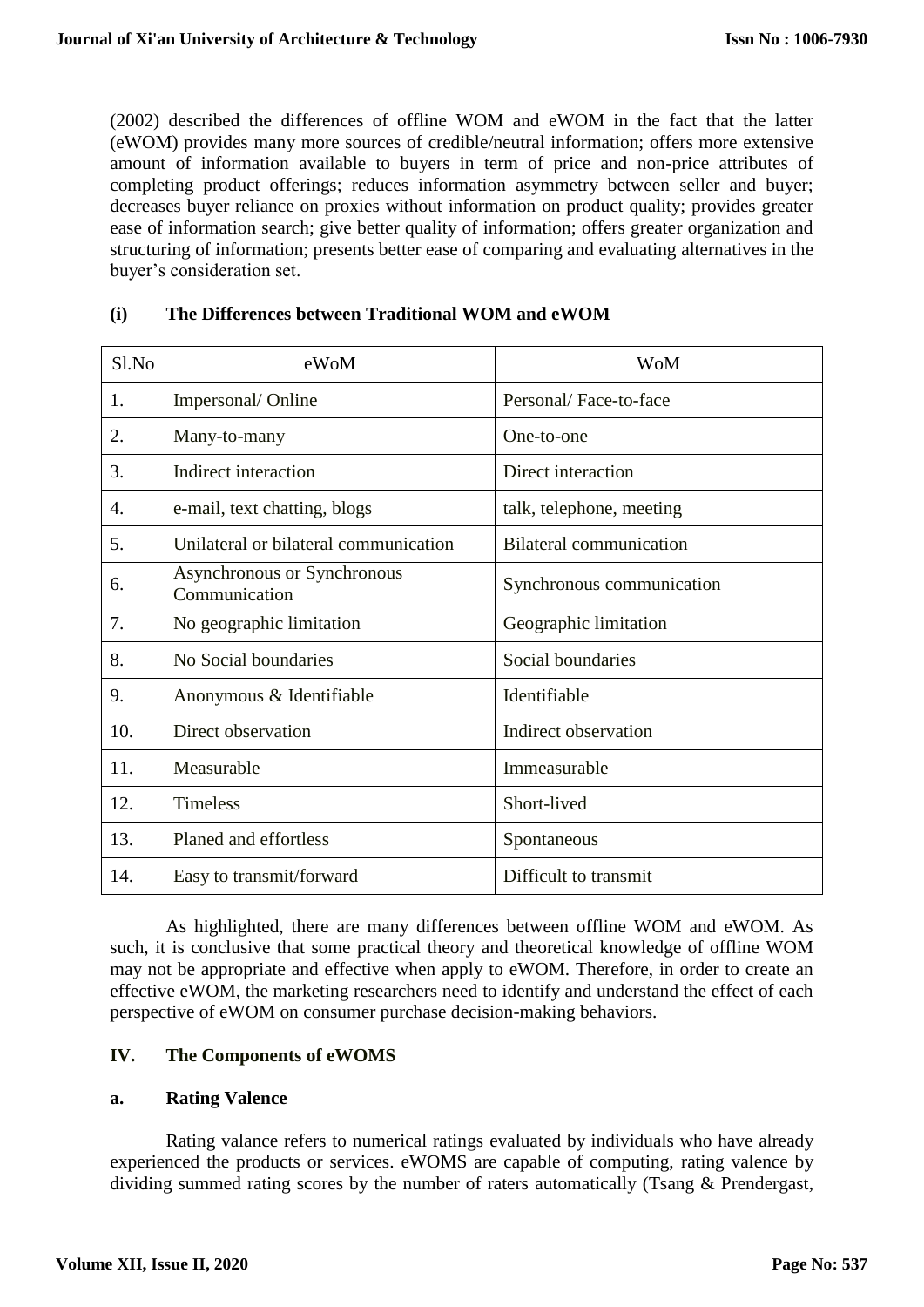(2002) described the differences of offline WOM and eWOM in the fact that the latter (eWOM) provides many more sources of credible/neutral information; offers more extensive amount of information available to buyers in term of price and non-price attributes of completing product offerings; reduces information asymmetry between seller and buyer; decreases buyer reliance on proxies without information on product quality; provides greater ease of information search; give better quality of information; offers greater organization and structuring of information; presents better ease of comparing and evaluating alternatives in the buyer's consideration set.

### (i) The Differences between Traditional WOM and eWOM

| Sl.No | eWoM | WoM |
|---|---|---|
| 1. | Impersonal/ Online | Personal/ Face-to-face |
| 2. | Many-to-many | One-to-one |
| 3. | Indirect interaction | Direct interaction |
| 4. | e-mail, text chatting, blogs | talk, telephone, meeting |
| 5. | Unilateral or bilateral communication | Bilateral communication |
| 6. | Asynchronous or Synchronous Communication | Synchronous communication |
| 7. | No geographic limitation | Geographic limitation |
| 8. | No Social boundaries | Social boundaries |
| 9. | Anonymous & Identifiable | Identifiable |
| 10. | Direct observation | Indirect observation |
| 11. | Measurable | Immeasurable |
| 12. | Timeless | Short-lived |
| 13. | Planed and effortless | Spontaneous |
| 14. | Easy to transmit/forward | Difficult to transmit |

As highlighted, there are many differences between offline WOM and eWOM. As such, it is conclusive that some practical theory and theoretical knowledge of offline WOM may not be appropriate and effective when apply to eWOM. Therefore, in order to create an effective eWOM, the marketing researchers need to identify and understand the effect of each perspective of eWOM on consumer purchase decision-making behaviors.

## IV. The Components of eWOMS

### a. Rating Valence

Rating valance refers to numerical ratings evaluated by individuals who have already experienced the products or services. eWOMS are capable of computing, rating valence by dividing summed rating scores by the number of raters automatically (Tsang & Prendergast,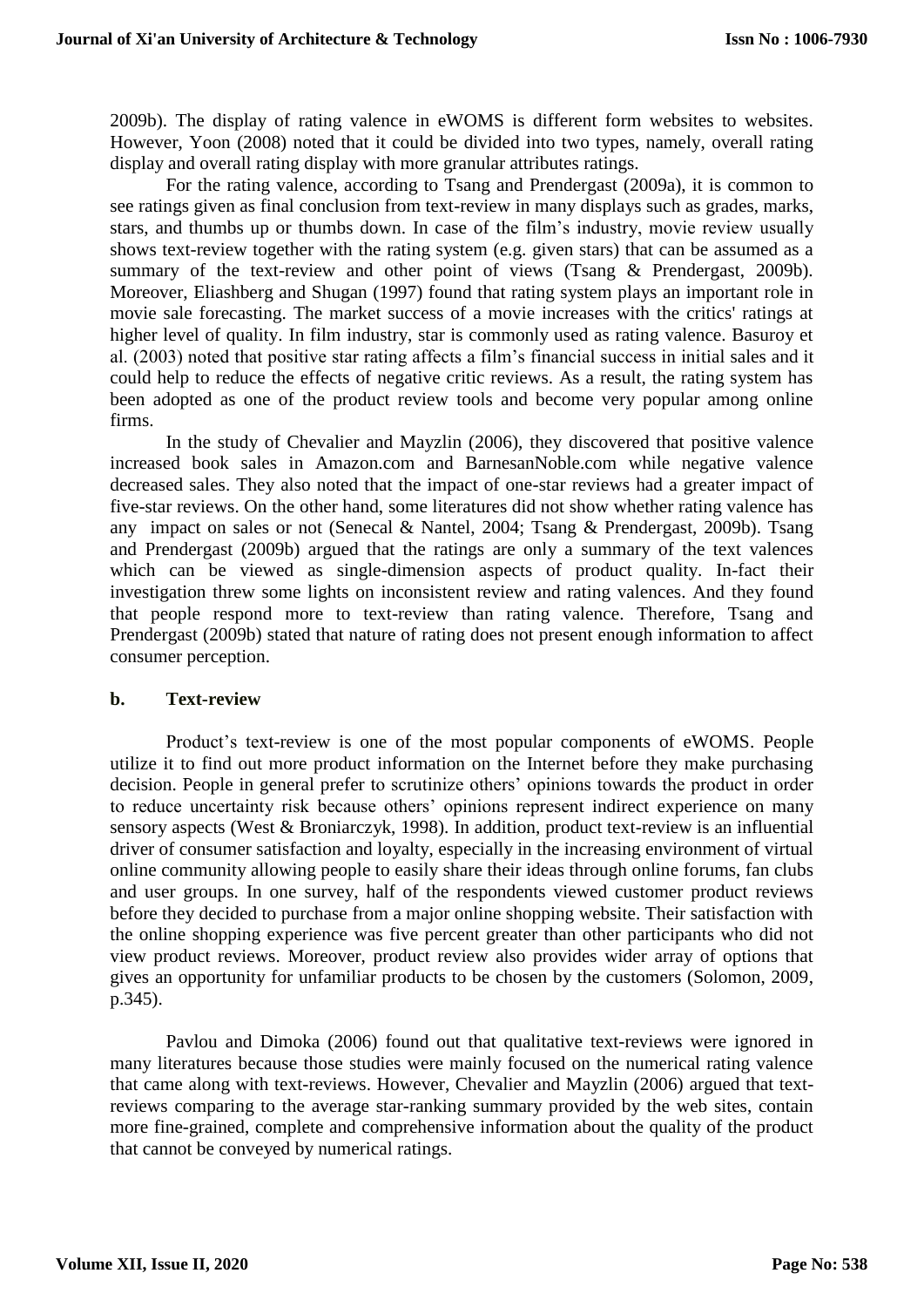2009b). The display of rating valence in eWOMS is different form websites to websites. However, Yoon (2008) noted that it could be divided into two types, namely, overall rating display and overall rating display with more granular attributes ratings.

For the rating valence, according to Tsang and Prendergast (2009a), it is common to see ratings given as final conclusion from text-review in many displays such as grades, marks, stars, and thumbs up or thumbs down. In case of the film's industry, movie review usually shows text-review together with the rating system (e.g. given stars) that can be assumed as a summary of the text-review and other point of views (Tsang & Prendergast, 2009b). Moreover, Eliashberg and Shugan (1997) found that rating system plays an important role in movie sale forecasting. The market success of a movie increases with the critics' ratings at higher level of quality. In film industry, star is commonly used as rating valence. Basuroy et al. (2003) noted that positive star rating affects a film's financial success in initial sales and it could help to reduce the effects of negative critic reviews. As a result, the rating system has been adopted as one of the product review tools and become very popular among online firms.

In the study of Chevalier and Mayzlin (2006), they discovered that positive valence increased book sales in Amazon.com and BarnesanNoble.com while negative valence decreased sales. They also noted that the impact of one-star reviews had a greater impact of five-star reviews. On the other hand, some literatures did not show whether rating valence has any impact on sales or not (Senecal & Nantel, 2004; Tsang & Prendergast, 2009b). Tsang and Prendergast (2009b) argued that the ratings are only a summary of the text valences which can be viewed as single-dimension aspects of product quality. In-fact their investigation threw some lights on inconsistent review and rating valences. And they found that people respond more to text-review than rating valence. Therefore, Tsang and Prendergast (2009b) stated that nature of rating does not present enough information to affect consumer perception.

### b. Text-review

Product's text-review is one of the most popular components of eWOMS. People utilize it to find out more product information on the Internet before they make purchasing decision. People in general prefer to scrutinize others' opinions towards the product in order to reduce uncertainty risk because others' opinions represent indirect experience on many sensory aspects (West & Broniarczyk, 1998). In addition, product text-review is an influential driver of consumer satisfaction and loyalty, especially in the increasing environment of virtual online community allowing people to easily share their ideas through online forums, fan clubs and user groups. In one survey, half of the respondents viewed customer product reviews before they decided to purchase from a major online shopping website. Their satisfaction with the online shopping experience was five percent greater than other participants who did not view product reviews. Moreover, product review also provides wider array of options that gives an opportunity for unfamiliar products to be chosen by the customers (Solomon, 2009, p.345).

Pavlou and Dimoka (2006) found out that qualitative text-reviews were ignored in many literatures because those studies were mainly focused on the numerical rating valence that came along with text-reviews. However, Chevalier and Mayzlin (2006) argued that text-reviews comparing to the average star-ranking summary provided by the web sites, contain more fine-grained, complete and comprehensive information about the quality of the product that cannot be conveyed by numerical ratings.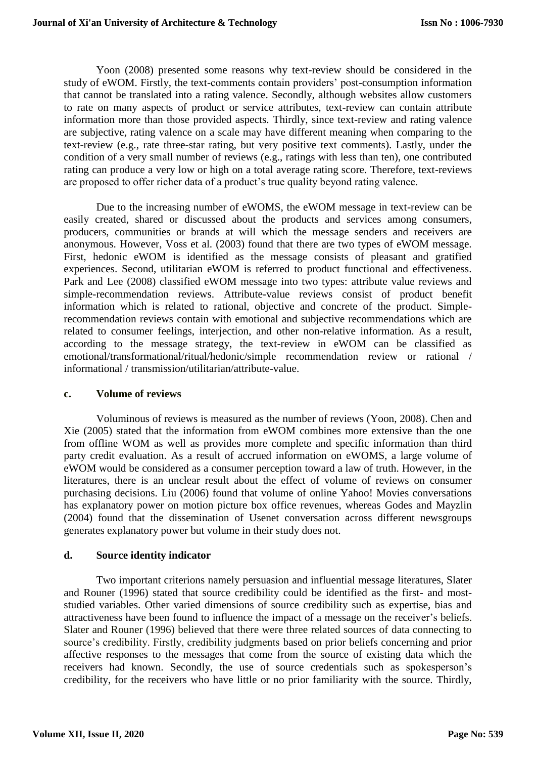Yoon (2008) presented some reasons why text-review should be considered in the study of eWOM. Firstly, the text-comments contain providers' post-consumption information that cannot be translated into a rating valence. Secondly, although websites allow customers to rate on many aspects of product or service attributes, text-review can contain attribute information more than those provided aspects. Thirdly, since text-review and rating valence are subjective, rating valence on a scale may have different meaning when comparing to the text-review (e.g., rate three-star rating, but very positive text comments). Lastly, under the condition of a very small number of reviews (e.g., ratings with less than ten), one contributed rating can produce a very low or high on a total average rating score. Therefore, text-reviews are proposed to offer richer data of a product's true quality beyond rating valence.

Due to the increasing number of eWOMS, the eWOM message in text-review can be easily created, shared or discussed about the products and services among consumers, producers, communities or brands at will which the message senders and receivers are anonymous. However, Voss et al. (2003) found that there are two types of eWOM message. First, hedonic eWOM is identified as the message consists of pleasant and gratified experiences. Second, utilitarian eWOM is referred to product functional and effectiveness. Park and Lee (2008) classified eWOM message into two types: attribute value reviews and simple-recommendation reviews. Attribute-value reviews consist of product benefit information which is related to rational, objective and concrete of the product. Simple-recommendation reviews contain with emotional and subjective recommendations which are related to consumer feelings, interjection, and other non-relative information. As a result, according to the message strategy, the text-review in eWOM can be classified as emotional/transformational/ritual/hedonic/simple recommendation review or rational / informational / transmission/utilitarian/attribute-value.

### c. Volume of reviews

Voluminous of reviews is measured as the number of reviews (Yoon, 2008). Chen and Xie (2005) stated that the information from eWOM combines more extensive than the one from offline WOM as well as provides more complete and specific information than third party credit evaluation. As a result of accrued information on eWOMS, a large volume of eWOM would be considered as a consumer perception toward a law of truth. However, in the literatures, there is an unclear result about the effect of volume of reviews on consumer purchasing decisions. Liu (2006) found that volume of online Yahoo! Movies conversations has explanatory power on motion picture box office revenues, whereas Godes and Mayzlin (2004) found that the dissemination of Usenet conversation across different newsgroups generates explanatory power but volume in their study does not.

### d. Source identity indicator

Two important criterions namely persuasion and influential message literatures, Slater and Rouner (1996) stated that source credibility could be identified as the first- and most-studied variables. Other varied dimensions of source credibility such as expertise, bias and attractiveness have been found to influence the impact of a message on the receiver's beliefs. Slater and Rouner (1996) believed that there were three related sources of data connecting to source's credibility. Firstly, credibility judgments based on prior beliefs concerning and prior affective responses to the messages that come from the source of existing data which the receivers had known. Secondly, the use of source credentials such as spokesperson's credibility, for the receivers who have little or no prior familiarity with the source. Thirdly,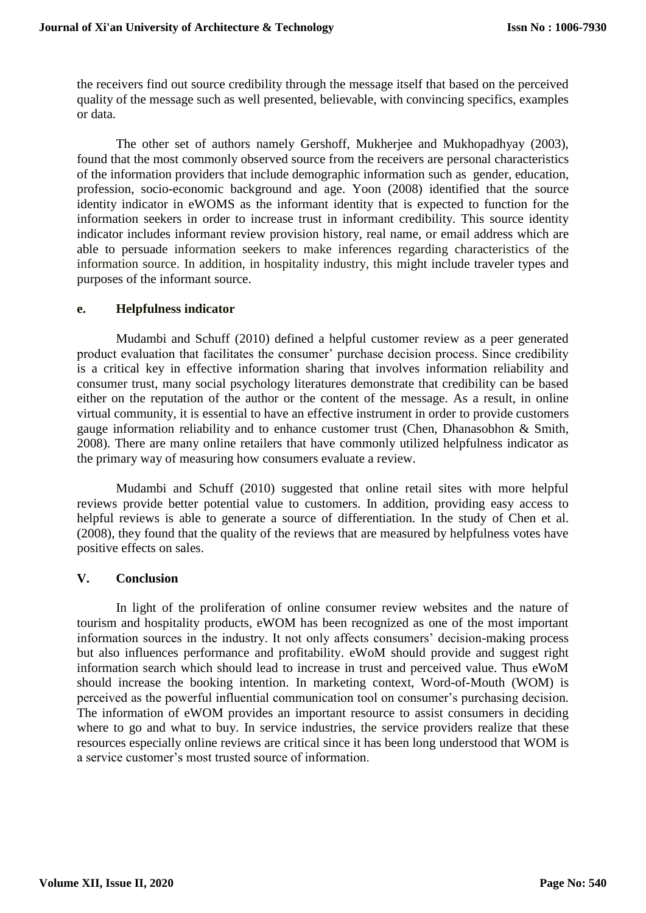the receivers find out source credibility through the message itself that based on the perceived quality of the message such as well presented, believable, with convincing specifics, examples or data.

The other set of authors namely Gershoff, Mukherjee and Mukhopadhyay (2003), found that the most commonly observed source from the receivers are personal characteristics of the information providers that include demographic information such as gender, education, profession, socio-economic background and age. Yoon (2008) identified that the source identity indicator in eWOMS as the informant identity that is expected to function for the information seekers in order to increase trust in informant credibility. This source identity indicator includes informant review provision history, real name, or email address which are able to persuade information seekers to make inferences regarding characteristics of the information source. In addition, in hospitality industry, this might include traveler types and purposes of the informant source.

### e. Helpfulness indicator

Mudambi and Schuff (2010) defined a helpful customer review as a peer generated product evaluation that facilitates the consumer' purchase decision process. Since credibility is a critical key in effective information sharing that involves information reliability and consumer trust, many social psychology literatures demonstrate that credibility can be based either on the reputation of the author or the content of the message. As a result, in online virtual community, it is essential to have an effective instrument in order to provide customers gauge information reliability and to enhance customer trust (Chen, Dhanasobhon & Smith, 2008). There are many online retailers that have commonly utilized helpfulness indicator as the primary way of measuring how consumers evaluate a review.

Mudambi and Schuff (2010) suggested that online retail sites with more helpful reviews provide better potential value to customers. In addition, providing easy access to helpful reviews is able to generate a source of differentiation. In the study of Chen et al. (2008), they found that the quality of the reviews that are measured by helpfulness votes have positive effects on sales.

## V. Conclusion

In light of the proliferation of online consumer review websites and the nature of tourism and hospitality products, eWOM has been recognized as one of the most important information sources in the industry. It not only affects consumers' decision-making process but also influences performance and profitability. eWoM should provide and suggest right information search which should lead to increase in trust and perceived value. Thus eWoM should increase the booking intention. In marketing context, Word-of-Mouth (WOM) is perceived as the powerful influential communication tool on consumer's purchasing decision. The information of eWOM provides an important resource to assist consumers in deciding where to go and what to buy. In service industries, the service providers realize that these resources especially online reviews are critical since it has been long understood that WOM is a service customer's most trusted source of information.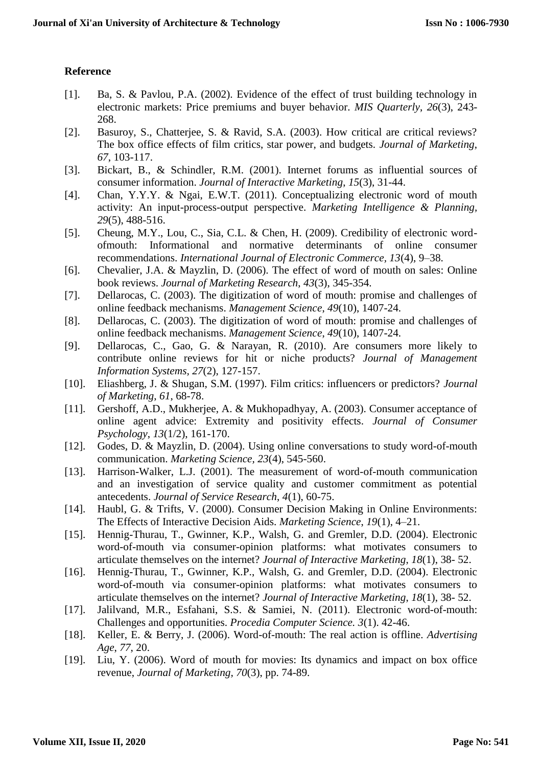**Reference**

[1]. Ba, S. & Pavlou, P.A. (2002). Evidence of the effect of trust building technology in electronic markets: Price premiums and buyer behavior. *MIS Quarterly*, *26*(3), 243-268.

[2]. Basuroy, S., Chatterjee, S. & Ravid, S.A. (2003). How critical are critical reviews? The box office effects of film critics, star power, and budgets. *Journal of Marketing*, *67*, 103-117.

[3]. Bickart, B., & Schindler, R.M. (2001). Internet forums as influential sources of consumer information. *Journal of Interactive Marketing*, *15*(3), 31-44.

[4]. Chan, Y.Y.Y. & Ngai, E.W.T. (2011). Conceptualizing electronic word of mouth activity: An input-process-output perspective. *Marketing Intelligence & Planning, 29*(5), 488-516.

[5]. Cheung, M.Y., Lou, C., Sia, C.L. & Chen, H. (2009). Credibility of electronic word-ofmouth: Informational and normative determinants of online consumer recommendations. *International Journal of Electronic Commerce*, *13*(4), 9–38.

[6]. Chevalier, J.A. & Mayzlin, D. (2006). The effect of word of mouth on sales: Online book reviews. *Journal of Marketing Research*, *43*(3), 345-354.

[7]. Dellarocas, C. (2003). The digitization of word of mouth: promise and challenges of online feedback mechanisms. *Management Science*, *49*(10), 1407-24.

[8]. Dellarocas, C. (2003). The digitization of word of mouth: promise and challenges of online feedback mechanisms. *Management Science*, *49*(10), 1407-24.

[9]. Dellarocas, C., Gao, G. & Narayan, R. (2010). Are consumers more likely to contribute online reviews for hit or niche products? *Journal of Management Information Systems, 27*(2), 127-157.

[10]. Eliashberg, J. & Shugan, S.M. (1997). Film critics: influencers or predictors? *Journal of Marketing, 61*, 68-78.

[11]. Gershoff, A.D., Mukherjee, A. & Mukhopadhyay, A. (2003). Consumer acceptance of online agent advice: Extremity and positivity effects. *Journal of Consumer Psychology*, *13*(1/2), 161-170.

[12]. Godes, D. & Mayzlin, D. (2004). Using online conversations to study word-of-mouth communication. *Marketing Science, 23*(4), 545-560.

[13]. Harrison-Walker, L.J. (2001). The measurement of word-of-mouth communication and an investigation of service quality and customer commitment as potential antecedents. *Journal of Service Research*, *4*(1), 60-75.

[14]. Haubl, G. & Trifts, V. (2000). Consumer Decision Making in Online Environments: The Effects of Interactive Decision Aids. *Marketing Science*, *19*(1), 4–21.

[15]. Hennig-Thurau, T., Gwinner, K.P., Walsh, G. and Gremler, D.D. (2004). Electronic word-of-mouth via consumer-opinion platforms: what motivates consumers to articulate themselves on the internet? *Journal of Interactive Marketing*, *18*(1), 38- 52.

[16]. Hennig-Thurau, T., Gwinner, K.P., Walsh, G. and Gremler, D.D. (2004). Electronic word-of-mouth via consumer-opinion platforms: what motivates consumers to articulate themselves on the internet? *Journal of Interactive Marketing*, *18*(1), 38- 52.

[17]. Jalilvand, M.R., Esfahani, S.S. & Samiei, N. (2011). Electronic word-of-mouth: Challenges and opportunities. *Procedia Computer Science. 3*(1). 42-46.

[18]. Keller, E. & Berry, J. (2006). Word-of-mouth: The real action is offline. *Advertising Age*, *77*, 20.

[19]. Liu, Y. (2006). Word of mouth for movies: Its dynamics and impact on box office revenue, *Journal of Marketing, 70*(3), pp. 74-89.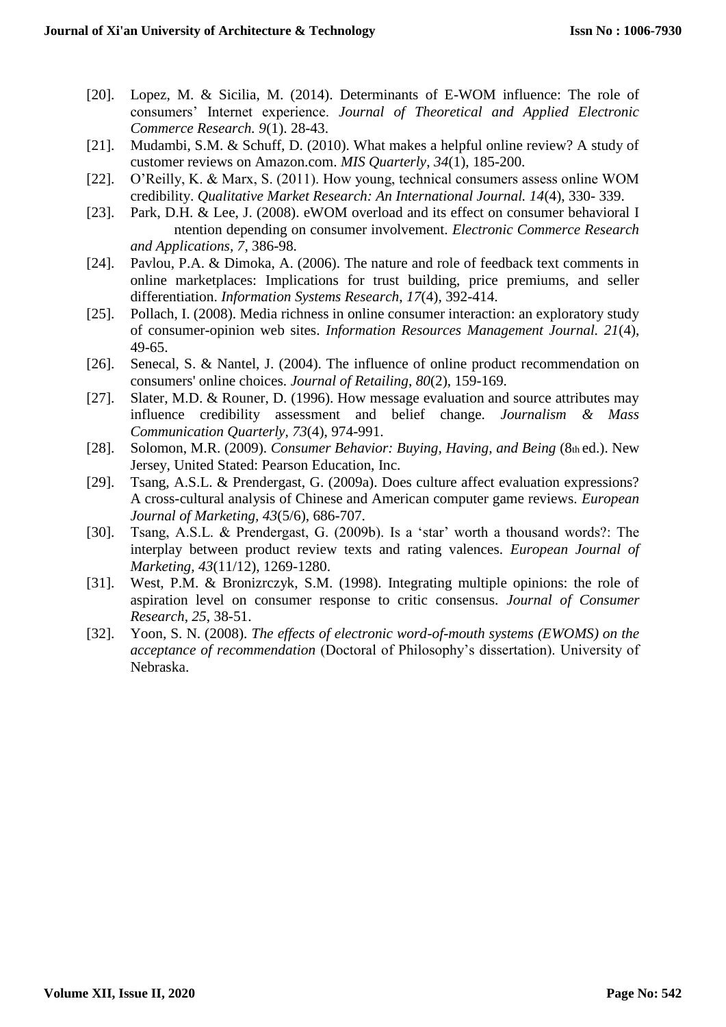[20]. Lopez, M. & Sicilia, M. (2014). Determinants of E-WOM influence: The role of consumers' Internet experience. *Journal of Theoretical and Applied Electronic Commerce Research. 9*(1). 28-43.

[21]. Mudambi, S.M. & Schuff, D. (2010). What makes a helpful online review? A study of customer reviews on Amazon.com. *MIS Quarterly*, *34*(1), 185-200.

[22]. O'Reilly, K. & Marx, S. (2011). How young, technical consumers assess online WOM credibility. *Qualitative Market Research: An International Journal. 14*(4), 330- 339.

[23]. Park, D.H. & Lee, J. (2008). eWOM overload and its effect on consumer behavioral I ntention depending on consumer involvement. *Electronic Commerce Research and Applications*, *7*, 386-98.

[24]. Pavlou, P.A. & Dimoka, A. (2006). The nature and role of feedback text comments in online marketplaces: Implications for trust building, price premiums, and seller differentiation. *Information Systems Research*, *17*(4), 392-414.

[25]. Pollach, I. (2008). Media richness in online consumer interaction: an exploratory study of consumer-opinion web sites. *Information Resources Management Journal. 21*(4), 49-65.

[26]. Senecal, S. & Nantel, J. (2004). The influence of online product recommendation on consumers' online choices. *Journal of Retailing*, *80*(2), 159-169.

[27]. Slater, M.D. & Rouner, D. (1996). How message evaluation and source attributes may influence credibility assessment and belief change. *Journalism & Mass Communication Quarterly*, *73*(4), 974-991.

[28]. Solomon, M.R. (2009). *Consumer Behavior: Buying, Having, and Being* (8th ed.). New Jersey, United Stated: Pearson Education, Inc.

[29]. Tsang, A.S.L. & Prendergast, G. (2009a). Does culture affect evaluation expressions? A cross-cultural analysis of Chinese and American computer game reviews. *European Journal of Marketing, 43*(5/6), 686-707.

[30]. Tsang, A.S.L. & Prendergast, G. (2009b). Is a 'star' worth a thousand words?: The interplay between product review texts and rating valences. *European Journal of Marketing, 43*(11/12), 1269-1280.

[31]. West, P.M. & Bronizrczyk, S.M. (1998). Integrating multiple opinions: the role of aspiration level on consumer response to critic consensus. *Journal of Consumer Research*, *25*, 38-51.

[32]. Yoon, S. N. (2008). *The effects of electronic word-of-mouth systems (EWOMS) on the acceptance of recommendation* (Doctoral of Philosophy's dissertation). University of Nebraska.